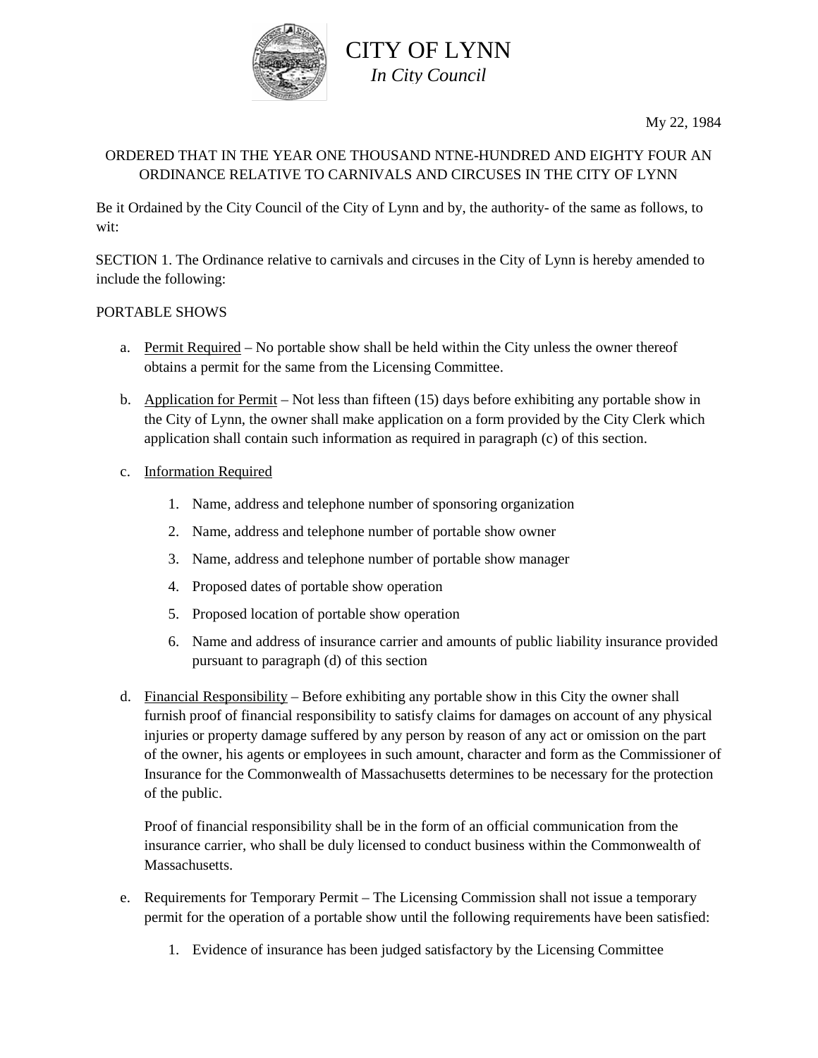# CITY OF LYNN

*In City Council*

My 22, 1984

ORDERED THAT IN THE YEAR ONE THOUSAND NTNE-HUNDRED AND EIGHTY FOUR AN ORDINANCE RELATIVE TO CARNIVALS AND CIRCUSES IN THE CITY OF LYNN

Be it Ordained by the City Council of the City of Lynn and by, the authority- of the same as follows, to wit:

SECTION 1. The Ordinance relative to carnivals and circuses in the City of Lynn is hereby amended to include the following:

PORTABLE SHOWS

a. Permit Required – No portable show shall be held within the City unless the owner thereof obtains a permit for the same from the Licensing Committee.

b. Application for Permit – Not less than fifteen (15) days before exhibiting any portable show in the City of Lynn, the owner shall make application on a form provided by the City Clerk which application shall contain such information as required in paragraph (c) of this section.

c. Information Required

   1. Name, address and telephone number of sponsoring organization
   2. Name, address and telephone number of portable show owner
   3. Name, address and telephone number of portable show manager
   4. Proposed dates of portable show operation
   5. Proposed location of portable show operation
   6. Name and address of insurance carrier and amounts of public liability insurance provided pursuant to paragraph (d) of this section

d. Financial Responsibility – Before exhibiting any portable show in this City the owner shall furnish proof of financial responsibility to satisfy claims for damages on account of any physical injuries or property damage suffered by any person by reason of any act or omission on the part of the owner, his agents or employees in such amount, character and form as the Commissioner of Insurance for the Commonwealth of Massachusetts determines to be necessary for the protection of the public.

   Proof of financial responsibility shall be in the form of an official communication from the insurance carrier, who shall be duly licensed to conduct business within the Commonwealth of Massachusetts.

e. Requirements for Temporary Permit – The Licensing Commission shall not issue a temporary permit for the operation of a portable show until the following requirements have been satisfied:

   1. Evidence of insurance has been judged satisfactory by the Licensing Committee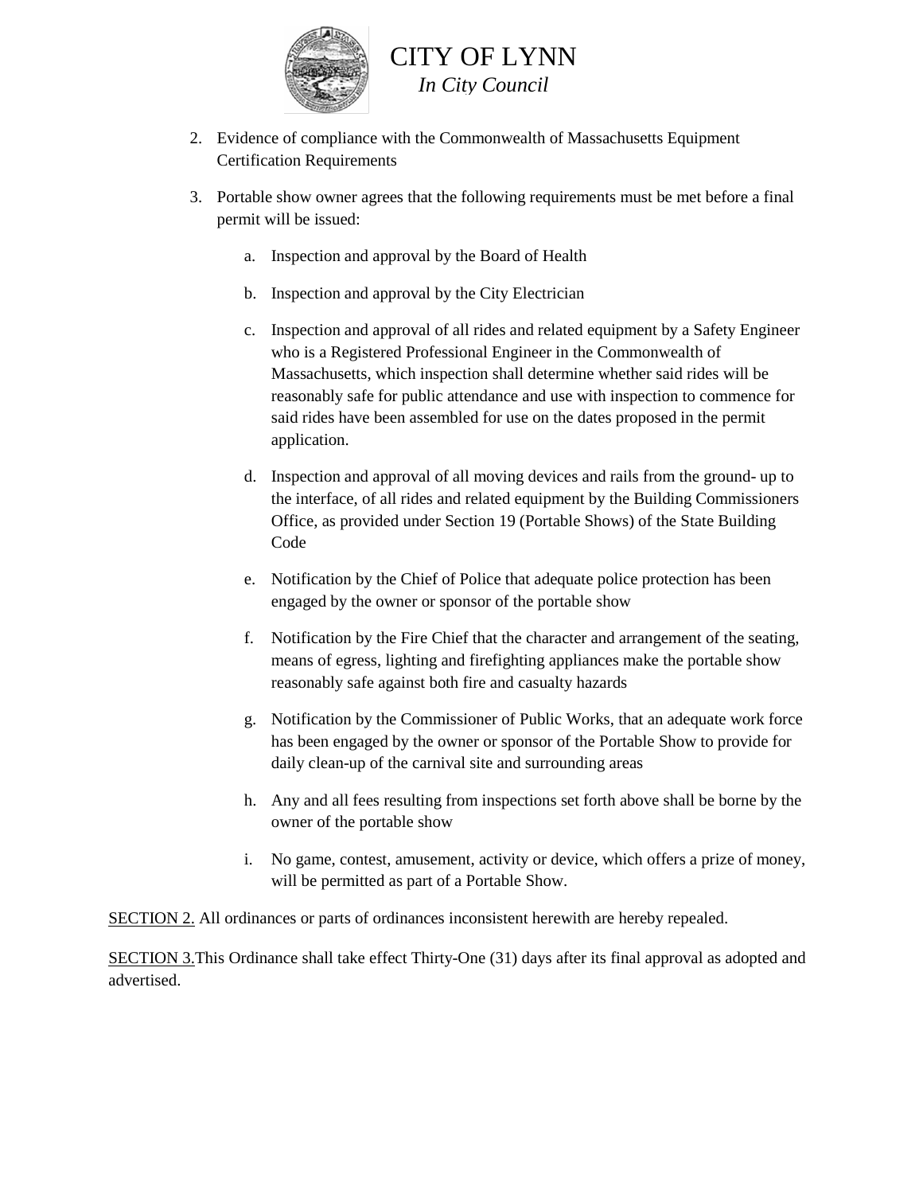2. Evidence of compliance with the Commonwealth of Massachusetts Equipment Certification Requirements

3. Portable show owner agrees that the following requirements must be met before a final permit will be issued:

   a. Inspection and approval by the Board of Health

   b. Inspection and approval by the City Electrician

   c. Inspection and approval of all rides and related equipment by a Safety Engineer who is a Registered Professional Engineer in the Commonwealth of Massachusetts, which inspection shall determine whether said rides will be reasonably safe for public attendance and use with inspection to commence for said rides have been assembled for use on the dates proposed in the permit application.

   d. Inspection and approval of all moving devices and rails from the ground- up to the interface, of all rides and related equipment by the Building Commissioners Office, as provided under Section 19 (Portable Shows) of the State Building Code

   e. Notification by the Chief of Police that adequate police protection has been engaged by the owner or sponsor of the portable show

   f. Notification by the Fire Chief that the character and arrangement of the seating, means of egress, lighting and firefighting appliances make the portable show reasonably safe against both fire and casualty hazards

   g. Notification by the Commissioner of Public Works, that an adequate work force has been engaged by the owner or sponsor of the Portable Show to provide for daily clean-up of the carnival site and surrounding areas

   h. Any and all fees resulting from inspections set forth above shall be borne by the owner of the portable show

   i. No game, contest, amusement, activity or device, which offers a prize of money, will be permitted as part of a Portable Show.

<u>SECTION 2.</u> All ordinances or parts of ordinances inconsistent herewith are hereby repealed.

<u>SECTION 3.</u>This Ordinance shall take effect Thirty-One (31) days after its final approval as adopted and advertised.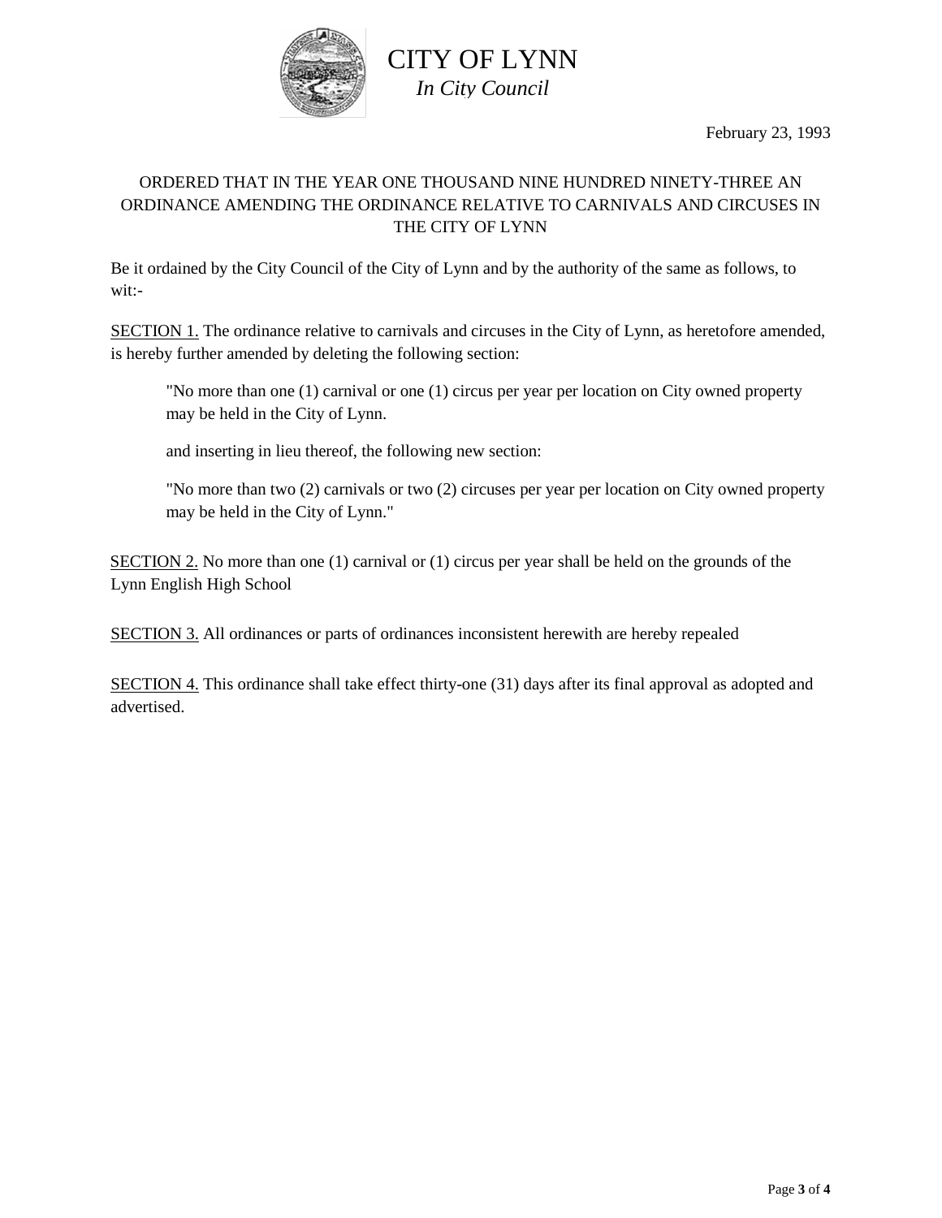# CITY OF LYNN

*In City Council*

February 23, 1993

ORDERED THAT IN THE YEAR ONE THOUSAND NINE HUNDRED NINETY-THREE AN ORDINANCE AMENDING THE ORDINANCE RELATIVE TO CARNIVALS AND CIRCUSES IN THE CITY OF LYNN

Be it ordained by the City Council of the City of Lynn and by the authority of the same as follows, to wit:-

SECTION 1. The ordinance relative to carnivals and circuses in the City of Lynn, as heretofore amended, is hereby further amended by deleting the following section:

> "No more than one (1) carnival or one (1) circus per year per location on City owned property may be held in the City of Lynn.
>
> and inserting in lieu thereof, the following new section:
>
> "No more than two (2) carnivals or two (2) circuses per year per location on City owned property may be held in the City of Lynn."

SECTION 2. No more than one (1) carnival or (1) circus per year shall be held on the grounds of the Lynn English High School

SECTION 3. All ordinances or parts of ordinances inconsistent herewith are hereby repealed

SECTION 4. This ordinance shall take effect thirty-one (31) days after its final approval as adopted and advertised.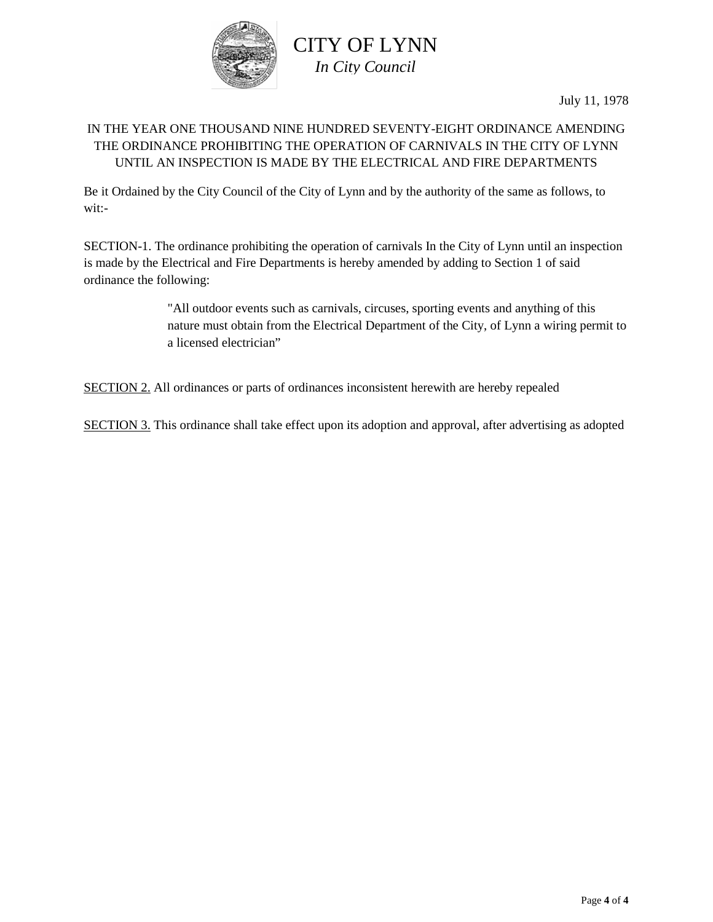# CITY OF LYNN

*In City Council*

July 11, 1978

IN THE YEAR ONE THOUSAND NINE HUNDRED SEVENTY-EIGHT ORDINANCE AMENDING THE ORDINANCE PROHIBITING THE OPERATION OF CARNIVALS IN THE CITY OF LYNN UNTIL AN INSPECTION IS MADE BY THE ELECTRICAL AND FIRE DEPARTMENTS

Be it Ordained by the City Council of the City of Lynn and by the authority of the same as follows, to wit:-

SECTION-1. The ordinance prohibiting the operation of carnivals In the City of Lynn until an inspection is made by the Electrical and Fire Departments is hereby amended by adding to Section 1 of said ordinance the following:

> "All outdoor events such as carnivals, circuses, sporting events and anything of this nature must obtain from the Electrical Department of the City, of Lynn a wiring permit to a licensed electrician"

<u>SECTION 2.</u> All ordinances or parts of ordinances inconsistent herewith are hereby repealed

<u>SECTION 3.</u> This ordinance shall take effect upon its adoption and approval, after advertising as adopted